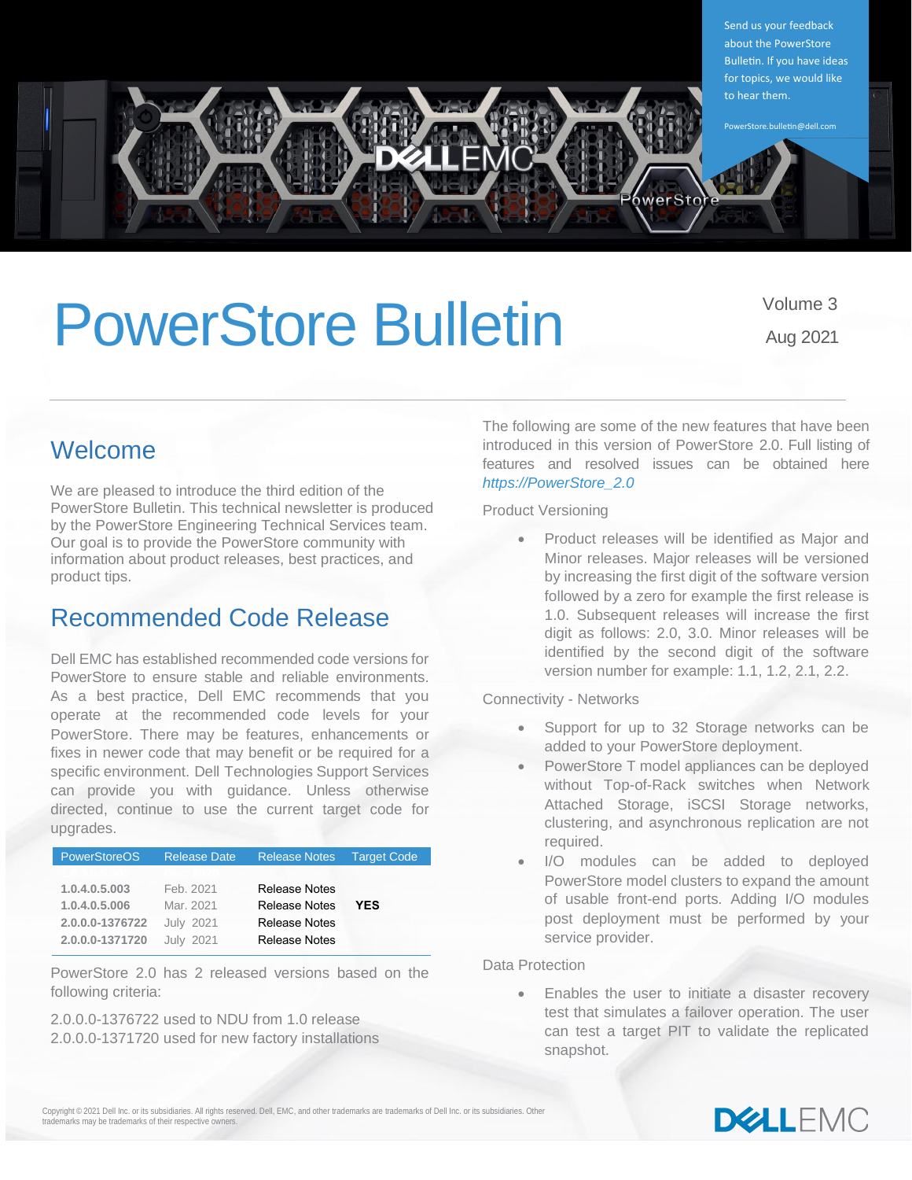Send us your feedback about the PowerStore Bulletin. If you have ideas for topics, we would like to hear them.

PowerStore.bulletin@dell.com

# PowerStore Bulletin

Volume 3
Aug 2021

## Welcome

We are pleased to introduce the third edition of the PowerStore Bulletin. This technical newsletter is produced by the PowerStore Engineering Technical Services team. Our goal is to provide the PowerStore community with information about product releases, best practices, and product tips.

## Recommended Code Release

Dell EMC has established recommended code versions for PowerStore to ensure stable and reliable environments. As a best practice, Dell EMC recommends that you operate at the recommended code levels for your PowerStore. There may be features, enhancements or fixes in newer code that may benefit or be required for a specific environment. Dell Technologies Support Services can provide you with guidance. Unless otherwise directed, continue to use the current target code for upgrades.

| PowerStoreOS | Release Date | Release Notes | Target Code |
|---|---|---|---|
| **1.0.4.0.5.003** | Feb. 2021 | Release Notes | |
| **1.0.4.0.5.006** | Mar. 2021 | Release Notes | **YES** |
| **2.0.0.0-1376722** | July 2021 | Release Notes | |
| **2.0.0.0-1371720** | July 2021 | Release Notes | |

PowerStore 2.0 has 2 released versions based on the following criteria:

2.0.0.0-1376722 used to NDU from 1.0 release
2.0.0.0-1371720 used for new factory installations

The following are some of the new features that have been introduced in this version of PowerStore 2.0. Full listing of features and resolved issues can be obtained here *https://PowerStore_2.0*

Product Versioning

- Product releases will be identified as Major and Minor releases. Major releases will be versioned by increasing the first digit of the software version followed by a zero for example the first release is 1.0. Subsequent releases will increase the first digit as follows: 2.0, 3.0. Minor releases will be identified by the second digit of the software version number for example: 1.1, 1.2, 2.1, 2.2.

Connectivity - Networks

- Support for up to 32 Storage networks can be added to your PowerStore deployment.
- PowerStore T model appliances can be deployed without Top-of-Rack switches when Network Attached Storage, iSCSI Storage networks, clustering, and asynchronous replication are not required.
- I/O modules can be added to deployed PowerStore model clusters to expand the amount of usable front-end ports. Adding I/O modules post deployment must be performed by your service provider.

Data Protection

- Enables the user to initiate a disaster recovery test that simulates a failover operation. The user can test a target PIT to validate the replicated snapshot.

Copyright © 2021 Dell Inc. or its subsidiaries. All rights reserved. Dell, EMC, and other trademarks are trademarks of Dell Inc. or its subsidiaries. Other trademarks may be trademarks of their respective owners.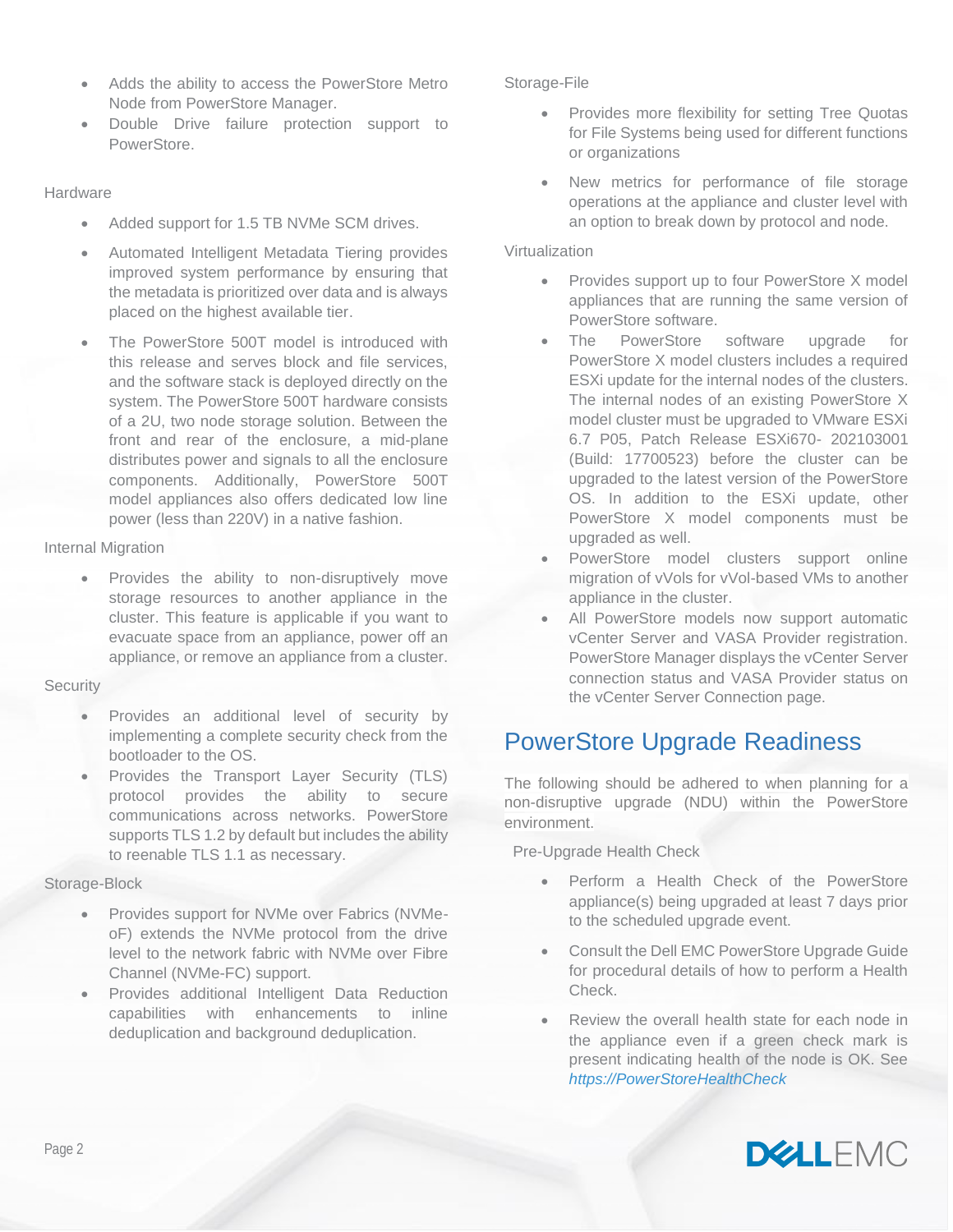- Adds the ability to access the PowerStore Metro Node from PowerStore Manager.
- Double Drive failure protection support to PowerStore.

Hardware

- Added support for 1.5 TB NVMe SCM drives.
- Automated Intelligent Metadata Tiering provides improved system performance by ensuring that the metadata is prioritized over data and is always placed on the highest available tier.
- The PowerStore 500T model is introduced with this release and serves block and file services, and the software stack is deployed directly on the system. The PowerStore 500T hardware consists of a 2U, two node storage solution. Between the front and rear of the enclosure, a mid-plane distributes power and signals to all the enclosure components. Additionally, PowerStore 500T model appliances also offers dedicated low line power (less than 220V) in a native fashion.

Internal Migration

- Provides the ability to non-disruptively move storage resources to another appliance in the cluster. This feature is applicable if you want to evacuate space from an appliance, power off an appliance, or remove an appliance from a cluster.

Security

- Provides an additional level of security by implementing a complete security check from the bootloader to the OS.
- Provides the Transport Layer Security (TLS) protocol provides the ability to secure communications across networks. PowerStore supports TLS 1.2 by default but includes the ability to reenable TLS 1.1 as necessary.

Storage-Block

- Provides support for NVMe over Fabrics (NVMe-oF) extends the NVMe protocol from the drive level to the network fabric with NVMe over Fibre Channel (NVMe-FC) support.
- Provides additional Intelligent Data Reduction capabilities with enhancements to inline deduplication and background deduplication.

Storage-File

- Provides more flexibility for setting Tree Quotas for File Systems being used for different functions or organizations
- New metrics for performance of file storage operations at the appliance and cluster level with an option to break down by protocol and node.

Virtualization

- Provides support up to four PowerStore X model appliances that are running the same version of PowerStore software.
- The PowerStore software upgrade for PowerStore X model clusters includes a required ESXi update for the internal nodes of the clusters. The internal nodes of an existing PowerStore X model cluster must be upgraded to VMware ESXi 6.7 P05, Patch Release ESXi670- 202103001 (Build: 17700523) before the cluster can be upgraded to the latest version of the PowerStore OS. In addition to the ESXi update, other PowerStore X model components must be upgraded as well.
- PowerStore model clusters support online migration of vVols for vVol-based VMs to another appliance in the cluster.
- All PowerStore models now support automatic vCenter Server and VASA Provider registration. PowerStore Manager displays the vCenter Server connection status and VASA Provider status on the vCenter Server Connection page.

## PowerStore Upgrade Readiness

The following should be adhered to when planning for a non-disruptive upgrade (NDU) within the PowerStore environment.

Pre-Upgrade Health Check

- Perform a Health Check of the PowerStore appliance(s) being upgraded at least 7 days prior to the scheduled upgrade event.
- Consult the Dell EMC PowerStore Upgrade Guide for procedural details of how to perform a Health Check.
- Review the overall health state for each node in the appliance even if a green check mark is present indicating health of the node is OK. See *https://PowerStoreHealthCheck*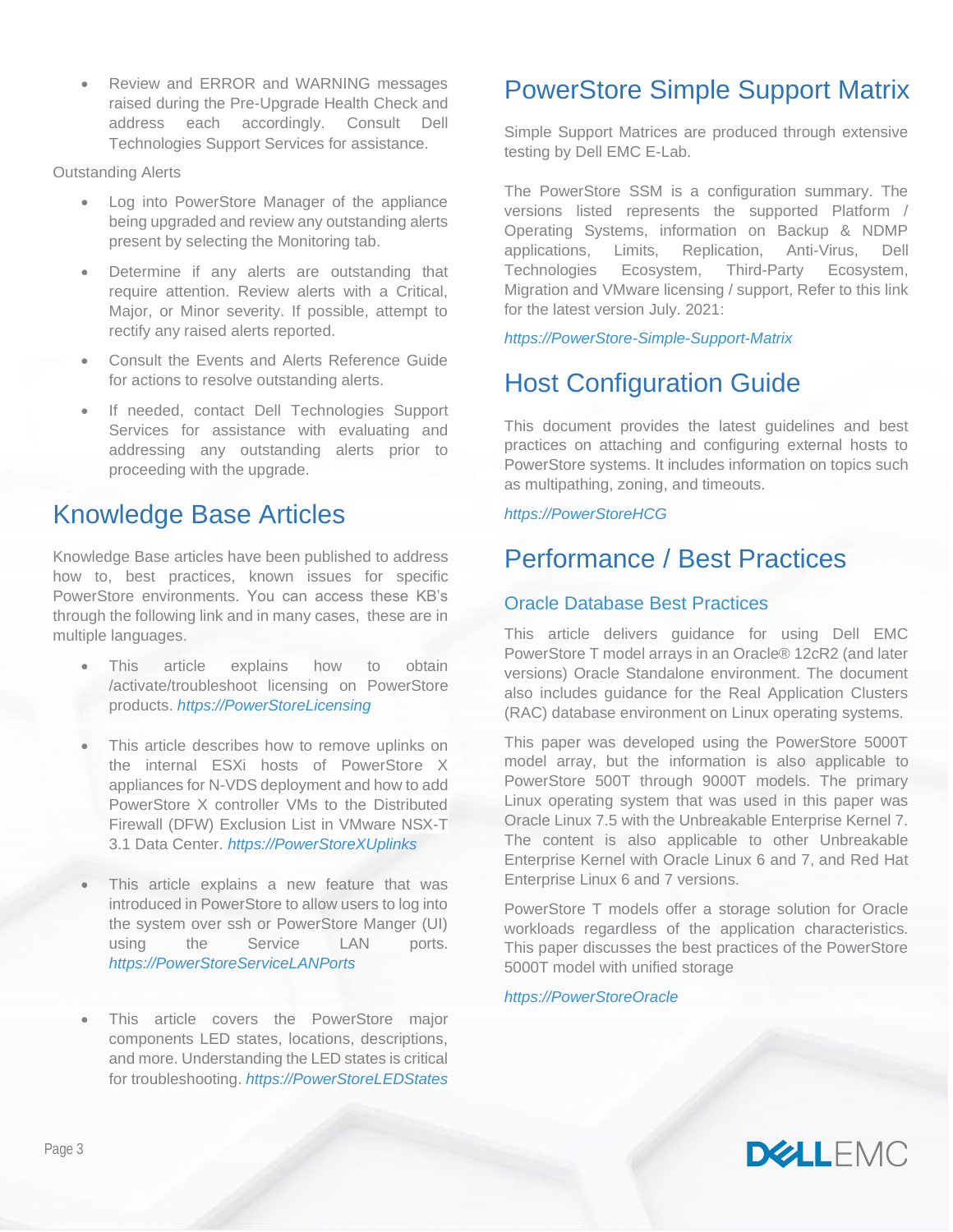- Review and ERROR and WARNING messages raised during the Pre-Upgrade Health Check and address each accordingly. Consult Dell Technologies Support Services for assistance.

Outstanding Alerts

- Log into PowerStore Manager of the appliance being upgraded and review any outstanding alerts present by selecting the Monitoring tab.
- Determine if any alerts are outstanding that require attention. Review alerts with a Critical, Major, or Minor severity. If possible, attempt to rectify any raised alerts reported.
- Consult the Events and Alerts Reference Guide for actions to resolve outstanding alerts.
- If needed, contact Dell Technologies Support Services for assistance with evaluating and addressing any outstanding alerts prior to proceeding with the upgrade.

# Knowledge Base Articles

Knowledge Base articles have been published to address how to, best practices, known issues for specific PowerStore environments. You can access these KB's through the following link and in many cases, these are in multiple languages.

- This article explains how to obtain /activate/troubleshoot licensing on PowerStore products. *https://PowerStoreLicensing*
- This article describes how to remove uplinks on the internal ESXi hosts of PowerStore X appliances for N-VDS deployment and how to add PowerStore X controller VMs to the Distributed Firewall (DFW) Exclusion List in VMware NSX-T 3.1 Data Center. *https://PowerStoreXUplinks*
- This article explains a new feature that was introduced in PowerStore to allow users to log into the system over ssh or PowerStore Manger (UI) using the Service LAN ports. *https://PowerStoreServiceLANPorts*
- This article covers the PowerStore major components LED states, locations, descriptions, and more. Understanding the LED states is critical for troubleshooting. *https://PowerStoreLEDStates*

# PowerStore Simple Support Matrix

Simple Support Matrices are produced through extensive testing by Dell EMC E-Lab.

The PowerStore SSM is a configuration summary. The versions listed represents the supported Platform / Operating Systems, information on Backup & NDMP applications, Limits, Replication, Anti-Virus, Dell Technologies Ecosystem, Third-Party Ecosystem, Migration and VMware licensing / support, Refer to this link for the latest version July. 2021:

*https://PowerStore-Simple-Support-Matrix*

# Host Configuration Guide

This document provides the latest guidelines and best practices on attaching and configuring external hosts to PowerStore systems. It includes information on topics such as multipathing, zoning, and timeouts.

*https://PowerStoreHCG*

# Performance / Best Practices

## Oracle Database Best Practices

This article delivers guidance for using Dell EMC PowerStore T model arrays in an Oracle® 12cR2 (and later versions) Oracle Standalone environment. The document also includes guidance for the Real Application Clusters (RAC) database environment on Linux operating systems.

This paper was developed using the PowerStore 5000T model array, but the information is also applicable to PowerStore 500T through 9000T models. The primary Linux operating system that was used in this paper was Oracle Linux 7.5 with the Unbreakable Enterprise Kernel 7. The content is also applicable to other Unbreakable Enterprise Kernel with Oracle Linux 6 and 7, and Red Hat Enterprise Linux 6 and 7 versions.

PowerStore T models offer a storage solution for Oracle workloads regardless of the application characteristics. This paper discusses the best practices of the PowerStore 5000T model with unified storage

*https://PowerStoreOracle*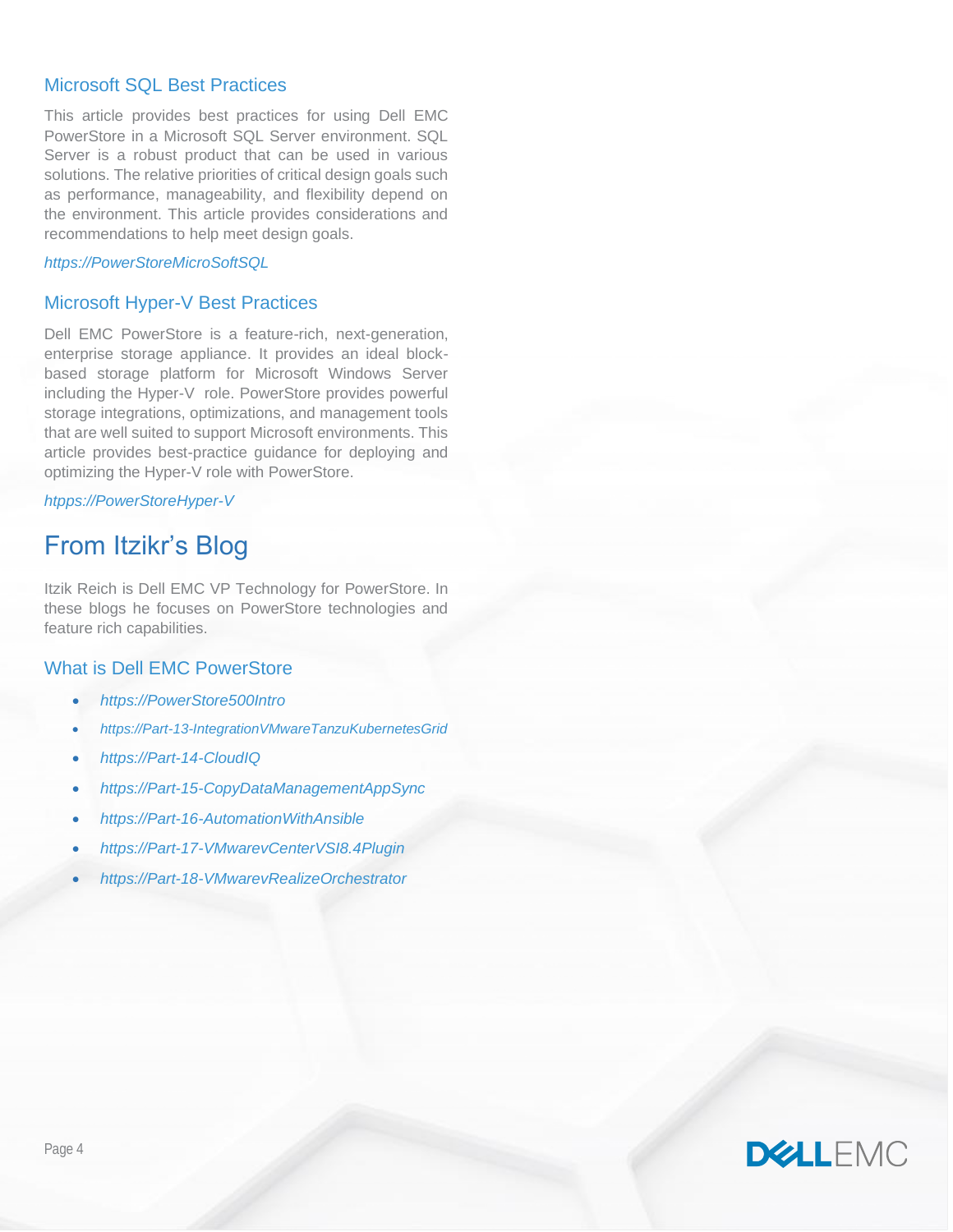### Microsoft SQL Best Practices

This article provides best practices for using Dell EMC PowerStore in a Microsoft SQL Server environment. SQL Server is a robust product that can be used in various solutions. The relative priorities of critical design goals such as performance, manageability, and flexibility depend on the environment. This article provides considerations and recommendations to help meet design goals.

*https://PowerStoreMicroSoftSQL*

### Microsoft Hyper-V Best Practices

Dell EMC PowerStore is a feature-rich, next-generation, enterprise storage appliance. It provides an ideal block-based storage platform for Microsoft Windows Server including the Hyper-V role. PowerStore provides powerful storage integrations, optimizations, and management tools that are well suited to support Microsoft environments. This article provides best-practice guidance for deploying and optimizing the Hyper-V role with PowerStore.

*htpps://PowerStoreHyper-V*

## From Itzikr's Blog

Itzik Reich is Dell EMC VP Technology for PowerStore. In these blogs he focuses on PowerStore technologies and feature rich capabilities.

### What is Dell EMC PowerStore

- *https://PowerStore500Intro*
- *https://Part-13-IntegrationVMwareTanzuKubernetesGrid*
- *https://Part-14-CloudIQ*
- *https://Part-15-CopyDataManagementAppSync*
- *https://Part-16-AutomationWithAnsible*
- *https://Part-17-VMwarevCenterVSI8.4Plugin*
- *https://Part-18-VMwarevRealizeOrchestrator*